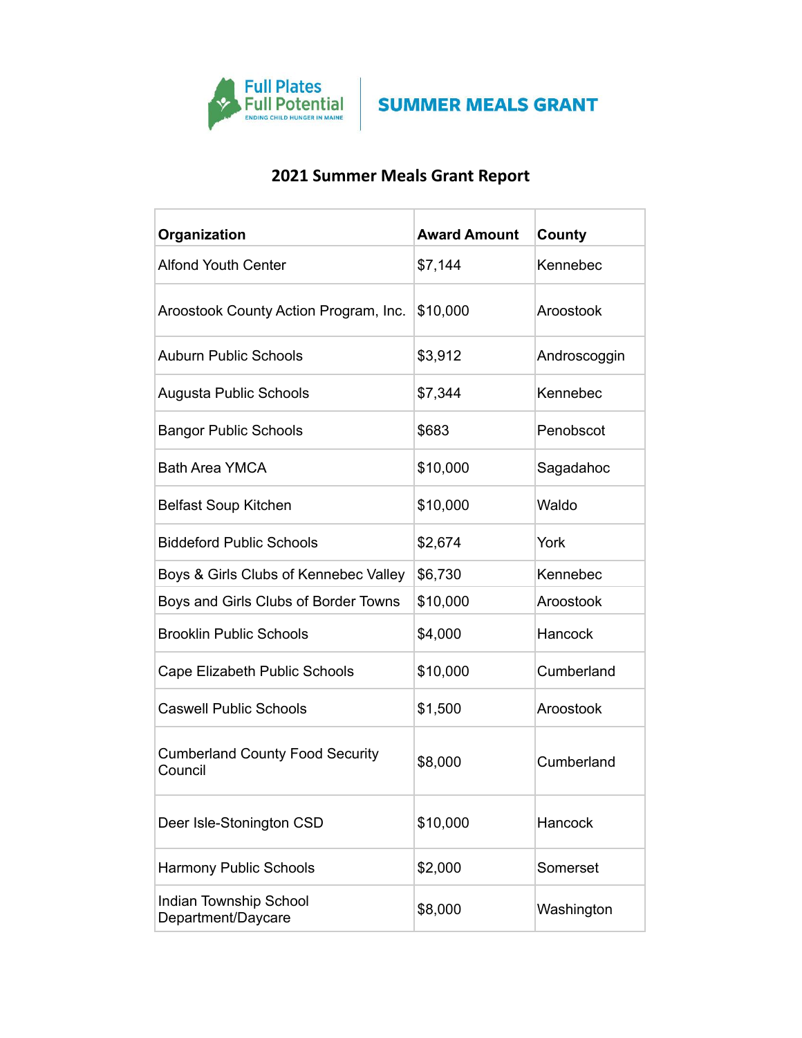Full Plates Full Potential
ENDING CHILD HUNGER IN MAINE

SUMMER MEALS GRANT

# 2021 Summer Meals Grant Report

| Organization | Award Amount | County |
|---|---|---|
| Alfond Youth Center | $7,144 | Kennebec |
| Aroostook County Action Program, Inc. | $10,000 | Aroostook |
| Auburn Public Schools | $3,912 | Androscoggin |
| Augusta Public Schools | $7,344 | Kennebec |
| Bangor Public Schools | $683 | Penobscot |
| Bath Area YMCA | $10,000 | Sagadahoc |
| Belfast Soup Kitchen | $10,000 | Waldo |
| Biddeford Public Schools | $2,674 | York |
| Boys & Girls Clubs of Kennebec Valley | $6,730 | Kennebec |
| Boys and Girls Clubs of Border Towns | $10,000 | Aroostook |
| Brooklin Public Schools | $4,000 | Hancock |
| Cape Elizabeth Public Schools | $10,000 | Cumberland |
| Caswell Public Schools | $1,500 | Aroostook |
| Cumberland County Food Security Council | $8,000 | Cumberland |
| Deer Isle-Stonington CSD | $10,000 | Hancock |
| Harmony Public Schools | $2,000 | Somerset |
| Indian Township School Department/Daycare | $8,000 | Washington |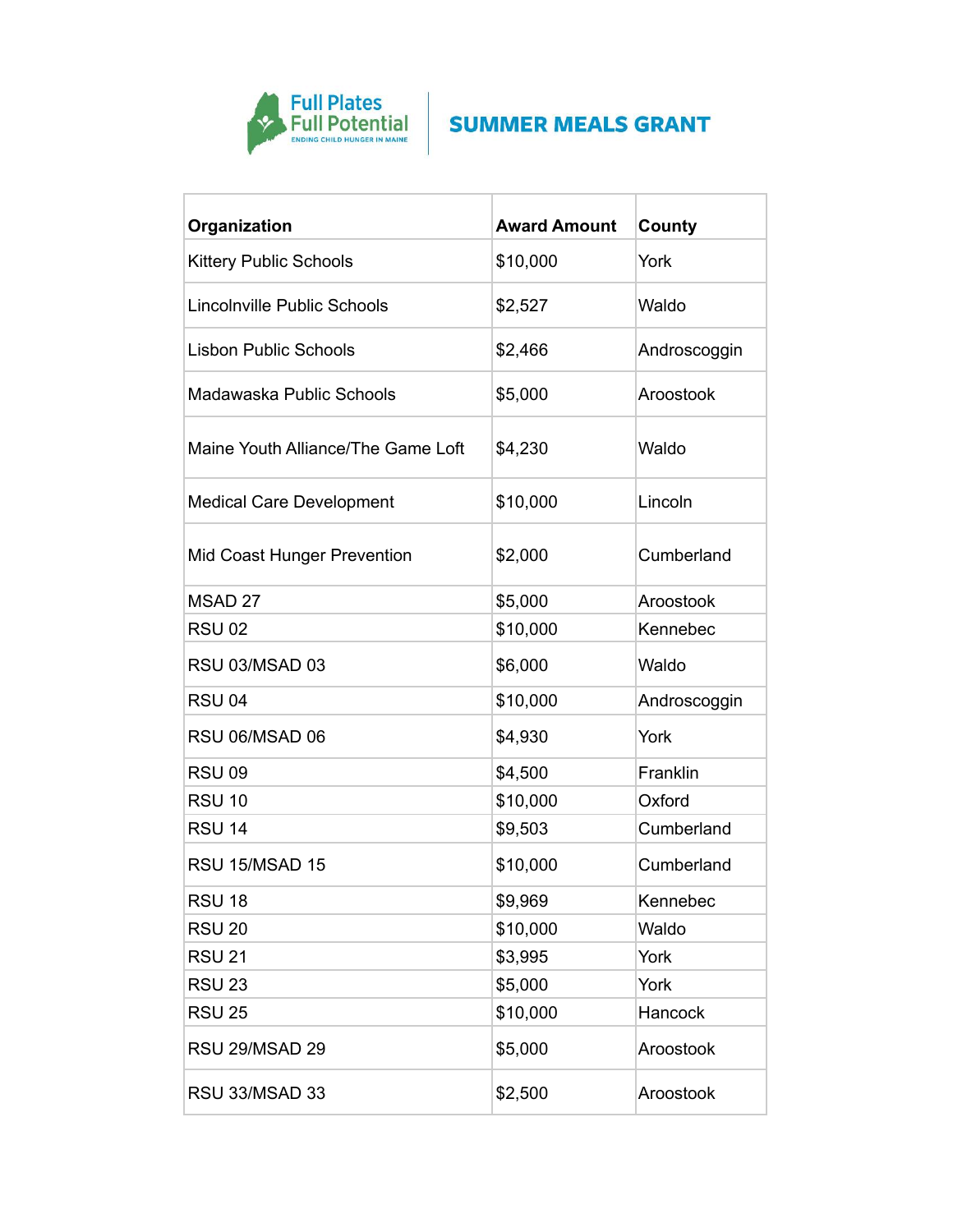Full Plates Full Potential
ENDING CHILD HUNGER IN MAINE

# SUMMER MEALS GRANT

| Organization | Award Amount | County |
|---|---|---|
| Kittery Public Schools | $10,000 | York |
| Lincolnville Public Schools | $2,527 | Waldo |
| Lisbon Public Schools | $2,466 | Androscoggin |
| Madawaska Public Schools | $5,000 | Aroostook |
| Maine Youth Alliance/The Game Loft | $4,230 | Waldo |
| Medical Care Development | $10,000 | Lincoln |
| Mid Coast Hunger Prevention | $2,000 | Cumberland |
| MSAD 27 | $5,000 | Aroostook |
| RSU 02 | $10,000 | Kennebec |
| RSU 03/MSAD 03 | $6,000 | Waldo |
| RSU 04 | $10,000 | Androscoggin |
| RSU 06/MSAD 06 | $4,930 | York |
| RSU 09 | $4,500 | Franklin |
| RSU 10 | $10,000 | Oxford |
| RSU 14 | $9,503 | Cumberland |
| RSU 15/MSAD 15 | $10,000 | Cumberland |
| RSU 18 | $9,969 | Kennebec |
| RSU 20 | $10,000 | Waldo |
| RSU 21 | $3,995 | York |
| RSU 23 | $5,000 | York |
| RSU 25 | $10,000 | Hancock |
| RSU 29/MSAD 29 | $5,000 | Aroostook |
| RSU 33/MSAD 33 | $2,500 | Aroostook |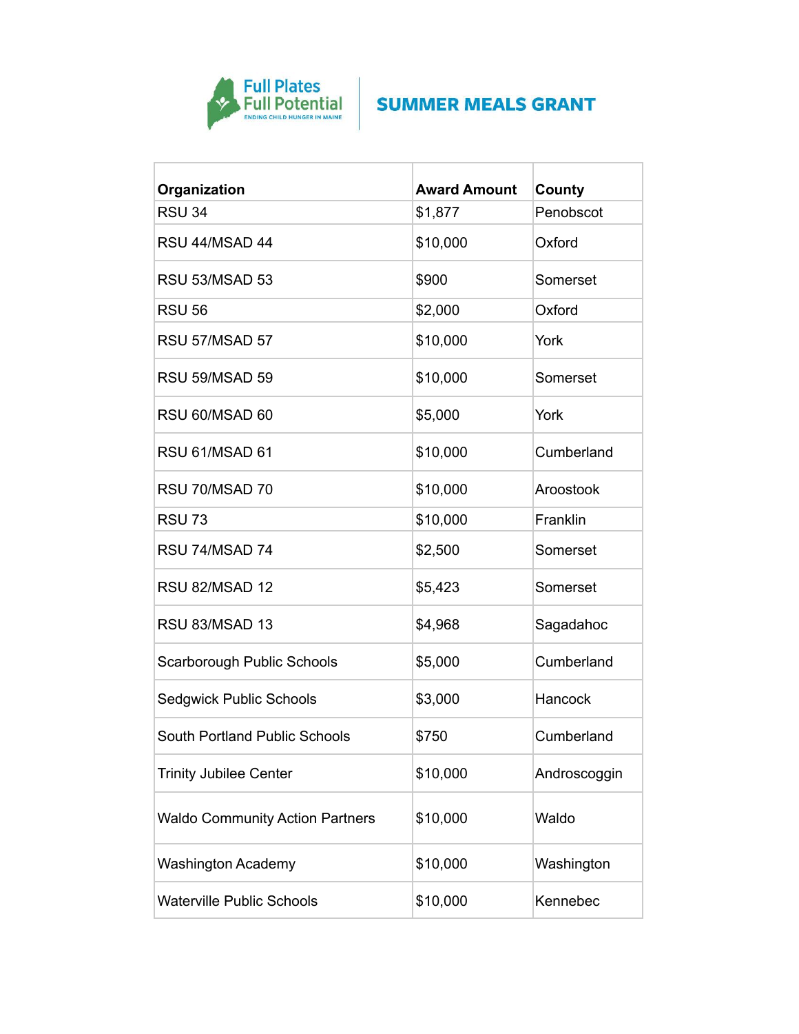Full Plates Full Potential
ENDING CHILD HUNGER IN MAINE

## SUMMER MEALS GRANT

| Organization | Award Amount | County |
|---|---|---|
| RSU 34 | $1,877 | Penobscot |
| RSU 44/MSAD 44 | $10,000 | Oxford |
| RSU 53/MSAD 53 | $900 | Somerset |
| RSU 56 | $2,000 | Oxford |
| RSU 57/MSAD 57 | $10,000 | York |
| RSU 59/MSAD 59 | $10,000 | Somerset |
| RSU 60/MSAD 60 | $5,000 | York |
| RSU 61/MSAD 61 | $10,000 | Cumberland |
| RSU 70/MSAD 70 | $10,000 | Aroostook |
| RSU 73 | $10,000 | Franklin |
| RSU 74/MSAD 74 | $2,500 | Somerset |
| RSU 82/MSAD 12 | $5,423 | Somerset |
| RSU 83/MSAD 13 | $4,968 | Sagadahoc |
| Scarborough Public Schools | $5,000 | Cumberland |
| Sedgwick Public Schools | $3,000 | Hancock |
| South Portland Public Schools | $750 | Cumberland |
| Trinity Jubilee Center | $10,000 | Androscoggin |
| Waldo Community Action Partners | $10,000 | Waldo |
| Washington Academy | $10,000 | Washington |
| Waterville Public Schools | $10,000 | Kennebec |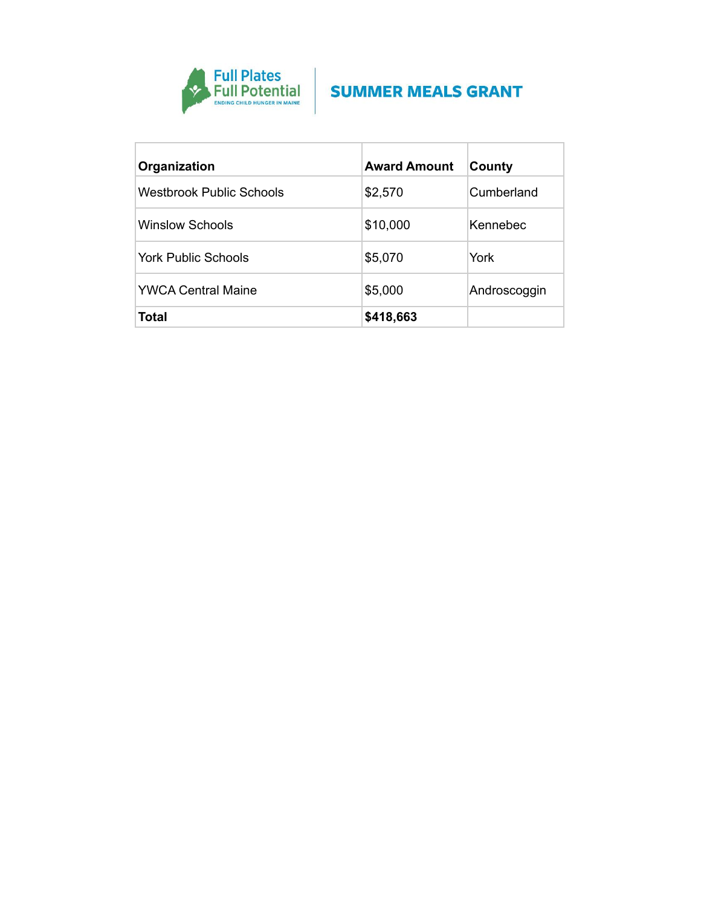Full Plates Full Potential
ENDING CHILD HUNGER IN MAINE

SUMMER MEALS GRANT

| Organization | Award Amount | County |
|---|---|---|
| Westbrook Public Schools | $2,570 | Cumberland |
| Winslow Schools | $10,000 | Kennebec |
| York Public Schools | $5,070 | York |
| YWCA Central Maine | $5,000 | Androscoggin |
| **Total** | **$418,663** | |